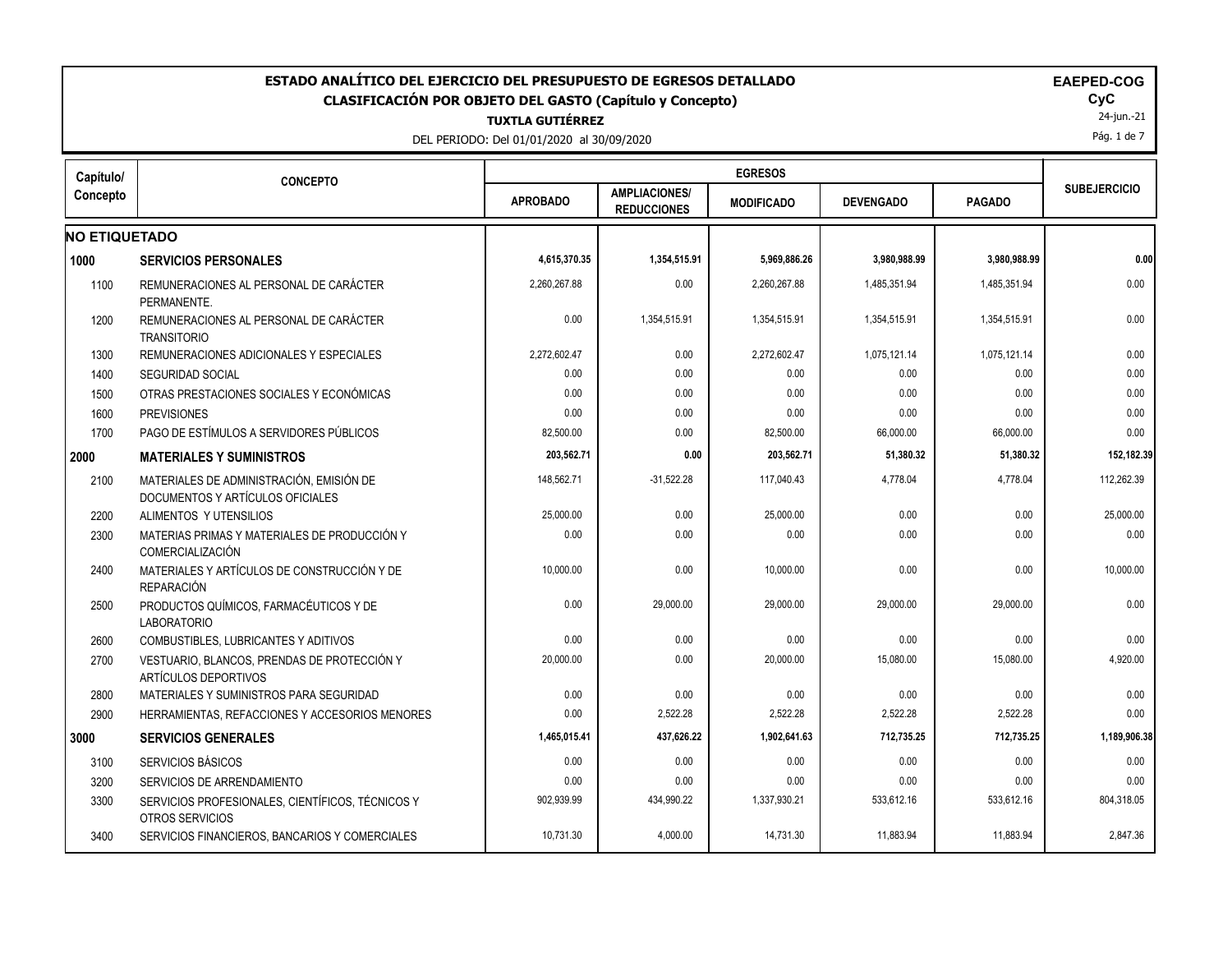# ESTADO ANALÍTICO DEL EJERCICIO DEL PRESUPUESTO DE EGRESOS DETALLADO

## CLASIFICACIÓN POR OBJETO DEL GASTO (Capítulo y Concepto)

**TUXTLA GUTIÉRREZ**

DEL PERIODO: Del 01/01/2020 al 30/09/2020

**EAEPED-COG**
**CyC**
24-jun.-21

| Capítulo/ Concepto | CONCEPTO | EGRESOS | | | | | SUBEJERCICIO |
|---|---|---|---|---|---|---|---|
| | | APROBADO | AMPLIACIONES/ REDUCCIONES | MODIFICADO | DEVENGADO | PAGADO | |
| **NO ETIQUETADO** | | | | | | | |
| **1000** | **SERVICIOS PERSONALES** | **4,615,370.35** | **1,354,515.91** | **5,969,886.26** | **3,980,988.99** | **3,980,988.99** | **0.00** |
| 1100 | REMUNERACIONES AL PERSONAL DE CARÁCTER PERMANENTE. | 2,260,267.88 | 0.00 | 2,260,267.88 | 1,485,351.94 | 1,485,351.94 | 0.00 |
| 1200 | REMUNERACIONES AL PERSONAL DE CARÁCTER TRANSITORIO | 0.00 | 1,354,515.91 | 1,354,515.91 | 1,354,515.91 | 1,354,515.91 | 0.00 |
| 1300 | REMUNERACIONES ADICIONALES Y ESPECIALES | 2,272,602.47 | 0.00 | 2,272,602.47 | 1,075,121.14 | 1,075,121.14 | 0.00 |
| 1400 | SEGURIDAD SOCIAL | 0.00 | 0.00 | 0.00 | 0.00 | 0.00 | 0.00 |
| 1500 | OTRAS PRESTACIONES SOCIALES Y ECONÓMICAS | 0.00 | 0.00 | 0.00 | 0.00 | 0.00 | 0.00 |
| 1600 | PREVISIONES | 0.00 | 0.00 | 0.00 | 0.00 | 0.00 | 0.00 |
| 1700 | PAGO DE ESTÍMULOS A SERVIDORES PÚBLICOS | 82,500.00 | 0.00 | 82,500.00 | 66,000.00 | 66,000.00 | 0.00 |
| **2000** | **MATERIALES Y SUMINISTROS** | **203,562.71** | **0.00** | **203,562.71** | **51,380.32** | **51,380.32** | **152,182.39** |
| 2100 | MATERIALES DE ADMINISTRACIÓN, EMISIÓN DE DOCUMENTOS Y ARTÍCULOS OFICIALES | 148,562.71 | -31,522.28 | 117,040.43 | 4,778.04 | 4,778.04 | 112,262.39 |
| 2200 | ALIMENTOS Y UTENSILIOS | 25,000.00 | 0.00 | 25,000.00 | 0.00 | 0.00 | 25,000.00 |
| 2300 | MATERIAS PRIMAS Y MATERIALES DE PRODUCCIÓN Y COMERCIALIZACIÓN | 0.00 | 0.00 | 0.00 | 0.00 | 0.00 | 0.00 |
| 2400 | MATERIALES Y ARTÍCULOS DE CONSTRUCCIÓN Y DE REPARACIÓN | 10,000.00 | 0.00 | 10,000.00 | 0.00 | 0.00 | 10,000.00 |
| 2500 | PRODUCTOS QUÍMICOS, FARMACÉUTICOS Y DE LABORATORIO | 0.00 | 29,000.00 | 29,000.00 | 29,000.00 | 29,000.00 | 0.00 |
| 2600 | COMBUSTIBLES, LUBRICANTES Y ADITIVOS | 0.00 | 0.00 | 0.00 | 0.00 | 0.00 | 0.00 |
| 2700 | VESTUARIO, BLANCOS, PRENDAS DE PROTECCIÓN Y ARTÍCULOS DEPORTIVOS | 20,000.00 | 0.00 | 20,000.00 | 15,080.00 | 15,080.00 | 4,920.00 |
| 2800 | MATERIALES Y SUMINISTROS PARA SEGURIDAD | 0.00 | 0.00 | 0.00 | 0.00 | 0.00 | 0.00 |
| 2900 | HERRAMIENTAS, REFACCIONES Y ACCESORIOS MENORES | 0.00 | 2,522.28 | 2,522.28 | 2,522.28 | 2,522.28 | 0.00 |
| **3000** | **SERVICIOS GENERALES** | **1,465,015.41** | **437,626.22** | **1,902,641.63** | **712,735.25** | **712,735.25** | **1,189,906.38** |
| 3100 | SERVICIOS BÁSICOS | 0.00 | 0.00 | 0.00 | 0.00 | 0.00 | 0.00 |
| 3200 | SERVICIOS DE ARRENDAMIENTO | 0.00 | 0.00 | 0.00 | 0.00 | 0.00 | 0.00 |
| 3300 | SERVICIOS PROFESIONALES, CIENTÍFICOS, TÉCNICOS Y OTROS SERVICIOS | 902,939.99 | 434,990.22 | 1,337,930.21 | 533,612.16 | 533,612.16 | 804,318.05 |
| 3400 | SERVICIOS FINANCIEROS, BANCARIOS Y COMERCIALES | 10,731.30 | 4,000.00 | 14,731.30 | 11,883.94 | 11,883.94 | 2,847.36 |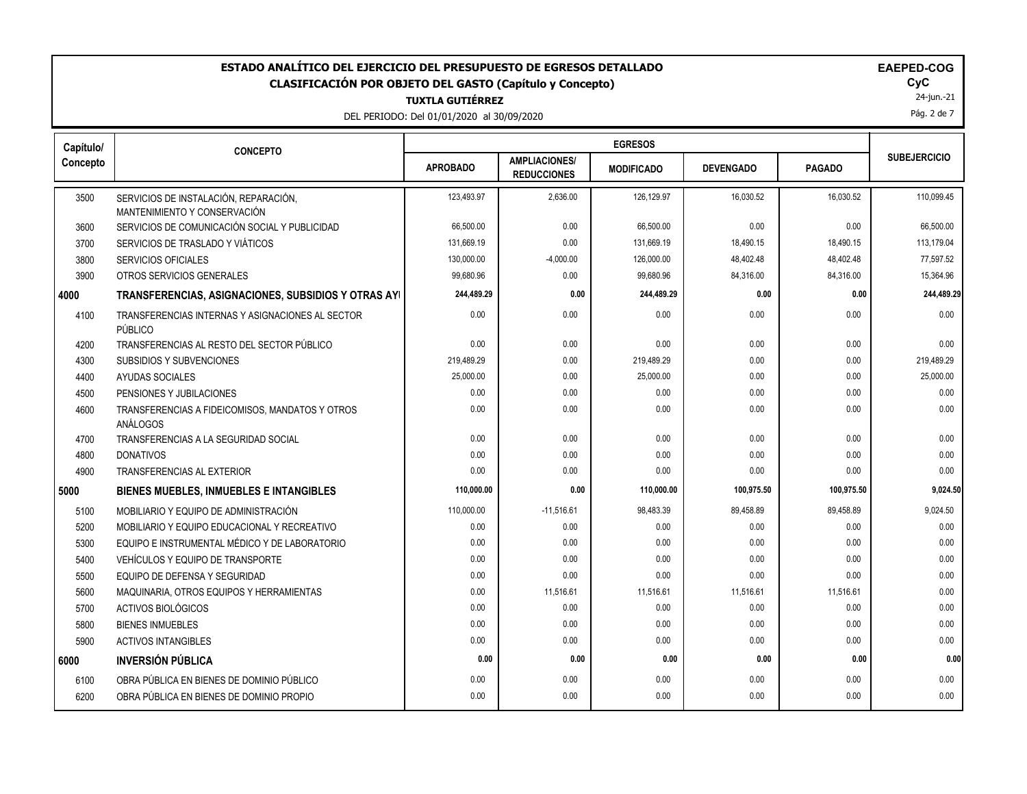**ESTADO ANALÍTICO DEL EJERCICIO DEL PRESUPUESTO DE EGRESOS DETALLADO**

**CLASIFICACIÓN POR OBJETO DEL GASTO (Capítulo y Concepto)**

**TUXTLA GUTIÉRREZ**

DEL PERIODO: Del 01/01/2020 al 30/09/2020

**EAEPED-COG**

**CyC**

24-jun.-21

| Capítulo/ Concepto | CONCEPTO | EGRESOS | | | | | SUBEJERCICIO |
|---|---|---|---|---|---|---|---|
| | | APROBADO | AMPLIACIONES/ REDUCCIONES | MODIFICADO | DEVENGADO | PAGADO | |
| 3500 | SERVICIOS DE INSTALACIÓN, REPARACIÓN, MANTENIMIENTO Y CONSERVACIÓN | 123,493.97 | 2,636.00 | 126,129.97 | 16,030.52 | 16,030.52 | 110,099.45 |
| 3600 | SERVICIOS DE COMUNICACIÓN SOCIAL Y PUBLICIDAD | 66,500.00 | 0.00 | 66,500.00 | 0.00 | 0.00 | 66,500.00 |
| 3700 | SERVICIOS DE TRASLADO Y VIÁTICOS | 131,669.19 | 0.00 | 131,669.19 | 18,490.15 | 18,490.15 | 113,179.04 |
| 3800 | SERVICIOS OFICIALES | 130,000.00 | -4,000.00 | 126,000.00 | 48,402.48 | 48,402.48 | 77,597.52 |
| 3900 | OTROS SERVICIOS GENERALES | 99,680.96 | 0.00 | 99,680.96 | 84,316.00 | 84,316.00 | 15,364.96 |
| **4000** | **TRANSFERENCIAS, ASIGNACIONES, SUBSIDIOS Y OTRAS AYI** | **244,489.29** | **0.00** | **244,489.29** | **0.00** | **0.00** | **244,489.29** |
| 4100 | TRANSFERENCIAS INTERNAS Y ASIGNACIONES AL SECTOR PÚBLICO | 0.00 | 0.00 | 0.00 | 0.00 | 0.00 | 0.00 |
| 4200 | TRANSFERENCIAS AL RESTO DEL SECTOR PÚBLICO | 0.00 | 0.00 | 0.00 | 0.00 | 0.00 | 0.00 |
| 4300 | SUBSIDIOS Y SUBVENCIONES | 219,489.29 | 0.00 | 219,489.29 | 0.00 | 0.00 | 219,489.29 |
| 4400 | AYUDAS SOCIALES | 25,000.00 | 0.00 | 25,000.00 | 0.00 | 0.00 | 25,000.00 |
| 4500 | PENSIONES Y JUBILACIONES | 0.00 | 0.00 | 0.00 | 0.00 | 0.00 | 0.00 |
| 4600 | TRANSFERENCIAS A FIDEICOMISOS, MANDATOS Y OTROS ANÁLOGOS | 0.00 | 0.00 | 0.00 | 0.00 | 0.00 | 0.00 |
| 4700 | TRANSFERENCIAS A LA SEGURIDAD SOCIAL | 0.00 | 0.00 | 0.00 | 0.00 | 0.00 | 0.00 |
| 4800 | DONATIVOS | 0.00 | 0.00 | 0.00 | 0.00 | 0.00 | 0.00 |
| 4900 | TRANSFERENCIAS AL EXTERIOR | 0.00 | 0.00 | 0.00 | 0.00 | 0.00 | 0.00 |
| **5000** | **BIENES MUEBLES, INMUEBLES E INTANGIBLES** | **110,000.00** | **0.00** | **110,000.00** | **100,975.50** | **100,975.50** | **9,024.50** |
| 5100 | MOBILIARIO Y EQUIPO DE ADMINISTRACIÓN | 110,000.00 | -11,516.61 | 98,483.39 | 89,458.89 | 89,458.89 | 9,024.50 |
| 5200 | MOBILIARIO Y EQUIPO EDUCACIONAL Y RECREATIVO | 0.00 | 0.00 | 0.00 | 0.00 | 0.00 | 0.00 |
| 5300 | EQUIPO E INSTRUMENTAL MÉDICO Y DE LABORATORIO | 0.00 | 0.00 | 0.00 | 0.00 | 0.00 | 0.00 |
| 5400 | VEHÍCULOS Y EQUIPO DE TRANSPORTE | 0.00 | 0.00 | 0.00 | 0.00 | 0.00 | 0.00 |
| 5500 | EQUIPO DE DEFENSA Y SEGURIDAD | 0.00 | 0.00 | 0.00 | 0.00 | 0.00 | 0.00 |
| 5600 | MAQUINARIA, OTROS EQUIPOS Y HERRAMIENTAS | 0.00 | 11,516.61 | 11,516.61 | 11,516.61 | 11,516.61 | 0.00 |
| 5700 | ACTIVOS BIOLÓGICOS | 0.00 | 0.00 | 0.00 | 0.00 | 0.00 | 0.00 |
| 5800 | BIENES INMUEBLES | 0.00 | 0.00 | 0.00 | 0.00 | 0.00 | 0.00 |
| 5900 | ACTIVOS INTANGIBLES | 0.00 | 0.00 | 0.00 | 0.00 | 0.00 | 0.00 |
| **6000** | **INVERSIÓN PÚBLICA** | **0.00** | **0.00** | **0.00** | **0.00** | **0.00** | **0.00** |
| 6100 | OBRA PÚBLICA EN BIENES DE DOMINIO PÚBLICO | 0.00 | 0.00 | 0.00 | 0.00 | 0.00 | 0.00 |
| 6200 | OBRA PÚBLICA EN BIENES DE DOMINIO PROPIO | 0.00 | 0.00 | 0.00 | 0.00 | 0.00 | 0.00 |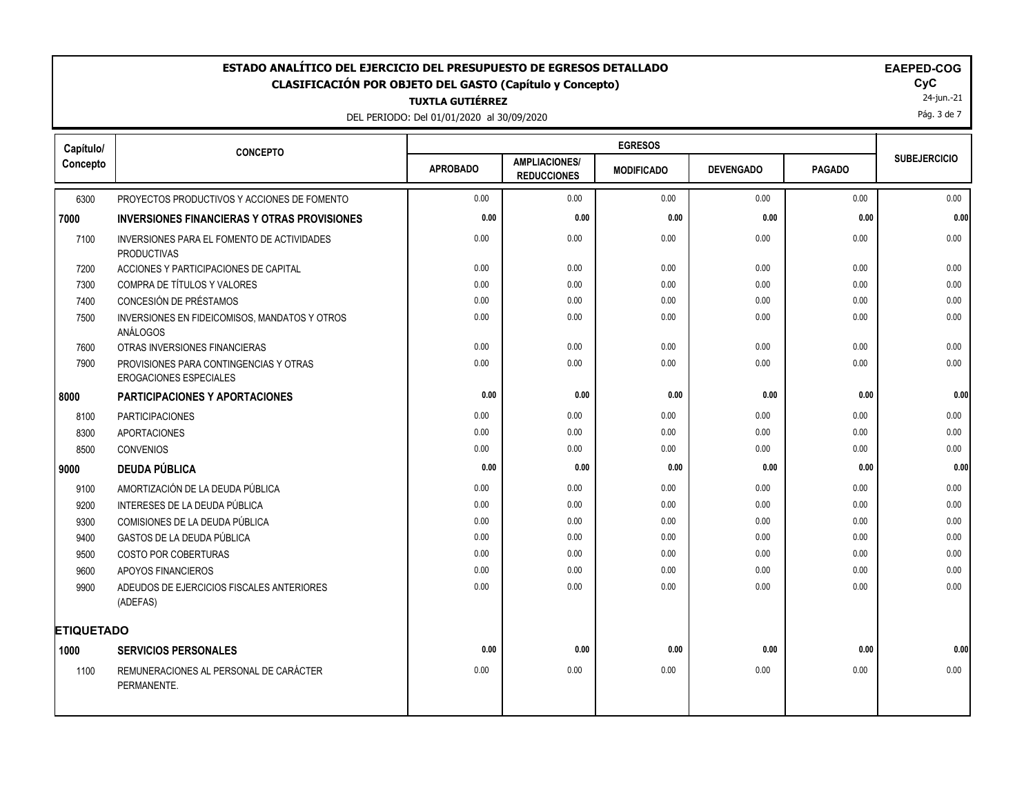# ESTADO ANALÍTICO DEL EJERCICIO DEL PRESUPUESTO DE EGRESOS DETALLADO

## CLASIFICACIÓN POR OBJETO DEL GASTO (Capítulo y Concepto)

**TUXTLA GUTIÉRREZ**

DEL PERIODO: Del 01/01/2020 al 30/09/2020

**EAPED-COG**
**CyC**
24-jun.-21

| Capítulo/ Concepto | CONCEPTO | EGRESOS | | | | | SUBEJERCICIO |
|---|---|---|---|---|---|---|---|
| | | APROBADO | AMPLIACIONES/ REDUCCIONES | MODIFICADO | DEVENGADO | PAGADO | |
| 6300 | PROYECTOS PRODUCTIVOS Y ACCIONES DE FOMENTO | 0.00 | 0.00 | 0.00 | 0.00 | 0.00 | 0.00 |
| **7000** | **INVERSIONES FINANCIERAS Y OTRAS PROVISIONES** | **0.00** | **0.00** | **0.00** | **0.00** | **0.00** | **0.00** |
| 7100 | INVERSIONES PARA EL FOMENTO DE ACTIVIDADES PRODUCTIVAS | 0.00 | 0.00 | 0.00 | 0.00 | 0.00 | 0.00 |
| 7200 | ACCIONES Y PARTICIPACIONES DE CAPITAL | 0.00 | 0.00 | 0.00 | 0.00 | 0.00 | 0.00 |
| 7300 | COMPRA DE TÍTULOS Y VALORES | 0.00 | 0.00 | 0.00 | 0.00 | 0.00 | 0.00 |
| 7400 | CONCESIÓN DE PRÉSTAMOS | 0.00 | 0.00 | 0.00 | 0.00 | 0.00 | 0.00 |
| 7500 | INVERSIONES EN FIDEICOMISOS, MANDATOS Y OTROS ANÁLOGOS | 0.00 | 0.00 | 0.00 | 0.00 | 0.00 | 0.00 |
| 7600 | OTRAS INVERSIONES FINANCIERAS | 0.00 | 0.00 | 0.00 | 0.00 | 0.00 | 0.00 |
| 7900 | PROVISIONES PARA CONTINGENCIAS Y OTRAS EROGACIONES ESPECIALES | 0.00 | 0.00 | 0.00 | 0.00 | 0.00 | 0.00 |
| **8000** | **PARTICIPACIONES Y APORTACIONES** | **0.00** | **0.00** | **0.00** | **0.00** | **0.00** | **0.00** |
| 8100 | PARTICIPACIONES | 0.00 | 0.00 | 0.00 | 0.00 | 0.00 | 0.00 |
| 8300 | APORTACIONES | 0.00 | 0.00 | 0.00 | 0.00 | 0.00 | 0.00 |
| 8500 | CONVENIOS | 0.00 | 0.00 | 0.00 | 0.00 | 0.00 | 0.00 |
| **9000** | **DEUDA PÚBLICA** | **0.00** | **0.00** | **0.00** | **0.00** | **0.00** | **0.00** |
| 9100 | AMORTIZACIÓN DE LA DEUDA PÚBLICA | 0.00 | 0.00 | 0.00 | 0.00 | 0.00 | 0.00 |
| 9200 | INTERESES DE LA DEUDA PÚBLICA | 0.00 | 0.00 | 0.00 | 0.00 | 0.00 | 0.00 |
| 9300 | COMISIONES DE LA DEUDA PÚBLICA | 0.00 | 0.00 | 0.00 | 0.00 | 0.00 | 0.00 |
| 9400 | GASTOS DE LA DEUDA PÚBLICA | 0.00 | 0.00 | 0.00 | 0.00 | 0.00 | 0.00 |
| 9500 | COSTO POR COBERTURAS | 0.00 | 0.00 | 0.00 | 0.00 | 0.00 | 0.00 |
| 9600 | APOYOS FINANCIEROS | 0.00 | 0.00 | 0.00 | 0.00 | 0.00 | 0.00 |
| 9900 | ADEUDOS DE EJERCICIOS FISCALES ANTERIORES (ADEFAS) | 0.00 | 0.00 | 0.00 | 0.00 | 0.00 | 0.00 |
| **ETIQUETADO** | | | | | | | |
| **1000** | **SERVICIOS PERSONALES** | **0.00** | **0.00** | **0.00** | **0.00** | **0.00** | **0.00** |
| 1100 | REMUNERACIONES AL PERSONAL DE CARÁCTER PERMANENTE. | 0.00 | 0.00 | 0.00 | 0.00 | 0.00 | 0.00 |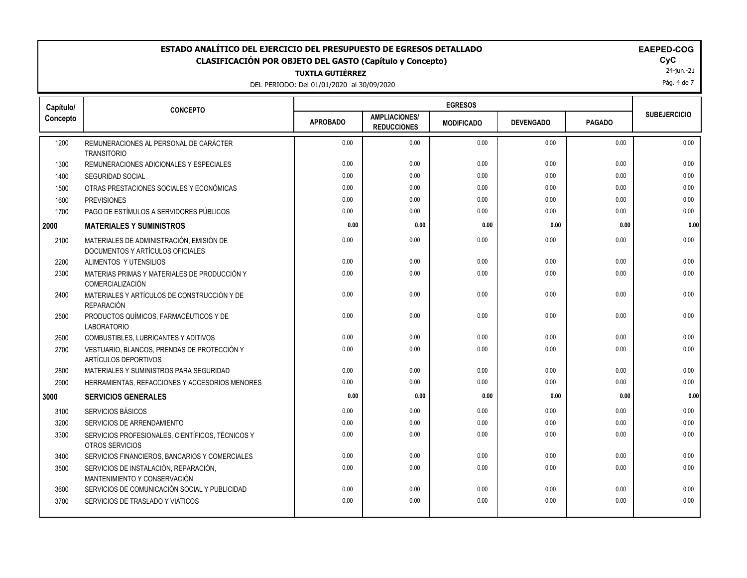# ESTADO ANALÍTICO DEL EJERCICIO DEL PRESUPUESTO DE EGRESOS DETALLADO

## CLASIFICACIÓN POR OBJETO DEL GASTO (Capítulo y Concepto)

**TUXTLA GUTIÉRREZ**

DEL PERIODO: Del 01/01/2020 al 30/09/2020

**EAPED-COG**
**CyC**
24-jun.-21

| Capítulo/ Concepto | CONCEPTO | EGRESOS | | | | | SUBEJERCICIO |
|---|---|---|---|---|---|---|---|
| | | APROBADO | AMPLIACIONES/ REDUCCIONES | MODIFICADO | DEVENGADO | PAGADO | |
| 1200 | REMUNERACIONES AL PERSONAL DE CARÁCTER TRANSITORIO | 0.00 | 0.00 | 0.00 | 0.00 | 0.00 | 0.00 |
| 1300 | REMUNERACIONES ADICIONALES Y ESPECIALES | 0.00 | 0.00 | 0.00 | 0.00 | 0.00 | 0.00 |
| 1400 | SEGURIDAD SOCIAL | 0.00 | 0.00 | 0.00 | 0.00 | 0.00 | 0.00 |
| 1500 | OTRAS PRESTACIONES SOCIALES Y ECONÓMICAS | 0.00 | 0.00 | 0.00 | 0.00 | 0.00 | 0.00 |
| 1600 | PREVISIONES | 0.00 | 0.00 | 0.00 | 0.00 | 0.00 | 0.00 |
| 1700 | PAGO DE ESTÍMULOS A SERVIDORES PÚBLICOS | 0.00 | 0.00 | 0.00 | 0.00 | 0.00 | 0.00 |
| **2000** | **MATERIALES Y SUMINISTROS** | **0.00** | **0.00** | **0.00** | **0.00** | **0.00** | **0.00** |
| 2100 | MATERIALES DE ADMINISTRACIÓN, EMISIÓN DE DOCUMENTOS Y ARTÍCULOS OFICIALES | 0.00 | 0.00 | 0.00 | 0.00 | 0.00 | 0.00 |
| 2200 | ALIMENTOS Y UTENSILIOS | 0.00 | 0.00 | 0.00 | 0.00 | 0.00 | 0.00 |
| 2300 | MATERIAS PRIMAS Y MATERIALES DE PRODUCCIÓN Y COMERCIALIZACIÓN | 0.00 | 0.00 | 0.00 | 0.00 | 0.00 | 0.00 |
| 2400 | MATERIALES Y ARTÍCULOS DE CONSTRUCCIÓN Y DE REPARACIÓN | 0.00 | 0.00 | 0.00 | 0.00 | 0.00 | 0.00 |
| 2500 | PRODUCTOS QUÍMICOS, FARMACÉUTICOS Y DE LABORATORIO | 0.00 | 0.00 | 0.00 | 0.00 | 0.00 | 0.00 |
| 2600 | COMBUSTIBLES, LUBRICANTES Y ADITIVOS | 0.00 | 0.00 | 0.00 | 0.00 | 0.00 | 0.00 |
| 2700 | VESTUARIO, BLANCOS, PRENDAS DE PROTECCIÓN Y ARTÍCULOS DEPORTIVOS | 0.00 | 0.00 | 0.00 | 0.00 | 0.00 | 0.00 |
| 2800 | MATERIALES Y SUMINISTROS PARA SEGURIDAD | 0.00 | 0.00 | 0.00 | 0.00 | 0.00 | 0.00 |
| 2900 | HERRAMIENTAS, REFACCIONES Y ACCESORIOS MENORES | 0.00 | 0.00 | 0.00 | 0.00 | 0.00 | 0.00 |
| **3000** | **SERVICIOS GENERALES** | **0.00** | **0.00** | **0.00** | **0.00** | **0.00** | **0.00** |
| 3100 | SERVICIOS BÁSICOS | 0.00 | 0.00 | 0.00 | 0.00 | 0.00 | 0.00 |
| 3200 | SERVICIOS DE ARRENDAMIENTO | 0.00 | 0.00 | 0.00 | 0.00 | 0.00 | 0.00 |
| 3300 | SERVICIOS PROFESIONALES, CIENTÍFICOS, TÉCNICOS Y OTROS SERVICIOS | 0.00 | 0.00 | 0.00 | 0.00 | 0.00 | 0.00 |
| 3400 | SERVICIOS FINANCIEROS, BANCARIOS Y COMERCIALES | 0.00 | 0.00 | 0.00 | 0.00 | 0.00 | 0.00 |
| 3500 | SERVICIOS DE INSTALACIÓN, REPARACIÓN, MANTENIMIENTO Y CONSERVACIÓN | 0.00 | 0.00 | 0.00 | 0.00 | 0.00 | 0.00 |
| 3600 | SERVICIOS DE COMUNICACIÓN SOCIAL Y PUBLICIDAD | 0.00 | 0.00 | 0.00 | 0.00 | 0.00 | 0.00 |
| 3700 | SERVICIOS DE TRASLADO Y VIÁTICOS | 0.00 | 0.00 | 0.00 | 0.00 | 0.00 | 0.00 |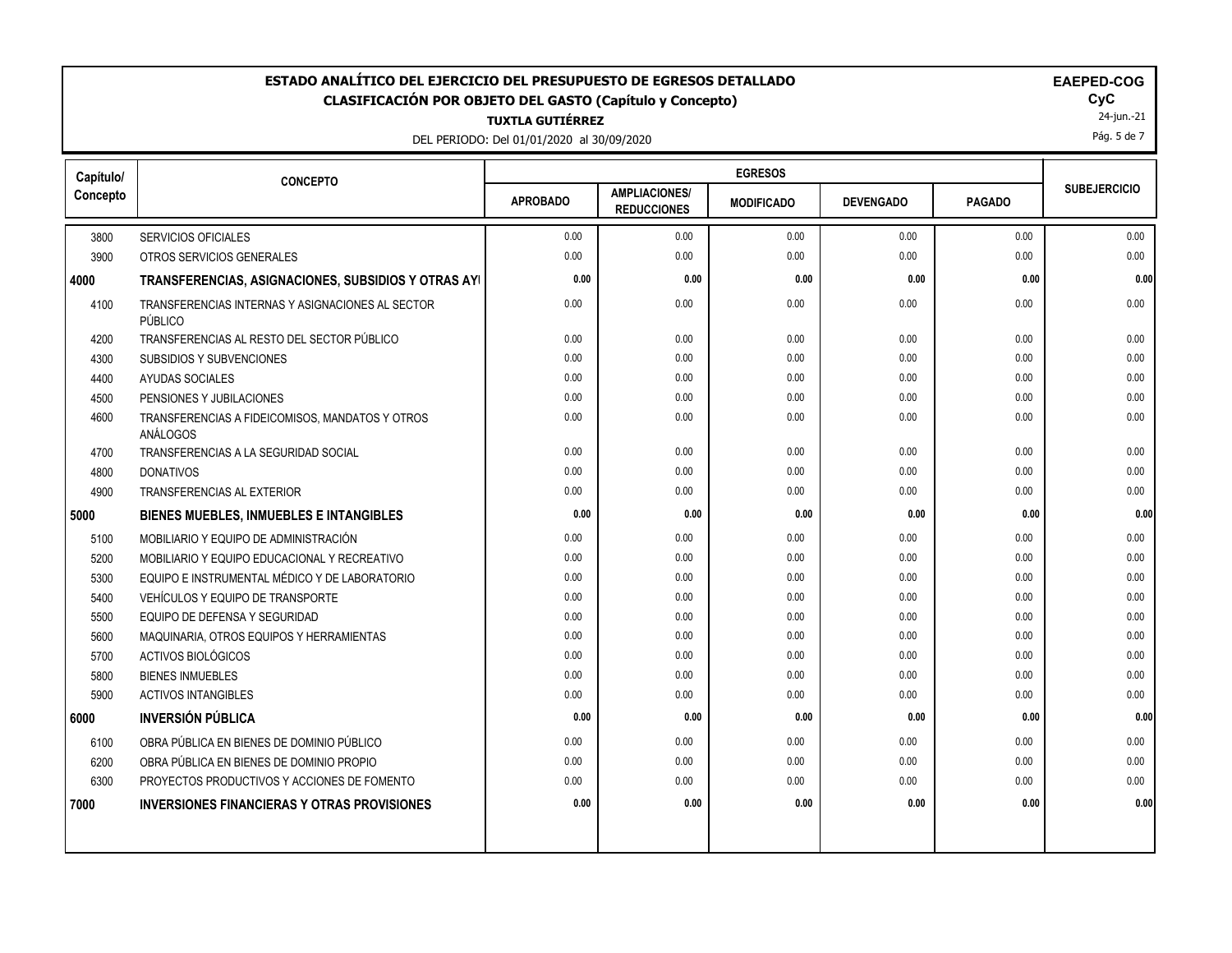# ESTADO ANALÍTICO DEL EJERCICIO DEL PRESUPUESTO DE EGRESOS DETALLADO

## CLASIFICACIÓN POR OBJETO DEL GASTO (Capítulo y Concepto)

**TUXTLA GUTIÉRREZ**

DEL PERIODO: Del 01/01/2020 al 30/09/2020

**EAEPED-COG**
**CyC**
24-jun.-21

| Capítulo/ Concepto | CONCEPTO | EGRESOS | | | | | SUBEJERCICIO |
|---|---|---|---|---|---|---|---|
| | | APROBADO | AMPLIACIONES/ REDUCCIONES | MODIFICADO | DEVENGADO | PAGADO | |
| 3800 | SERVICIOS OFICIALES | 0.00 | 0.00 | 0.00 | 0.00 | 0.00 | 0.00 |
| 3900 | OTROS SERVICIOS GENERALES | 0.00 | 0.00 | 0.00 | 0.00 | 0.00 | 0.00 |
| **4000** | **TRANSFERENCIAS, ASIGNACIONES, SUBSIDIOS Y OTRAS AYI** | **0.00** | **0.00** | **0.00** | **0.00** | **0.00** | **0.00** |
| 4100 | TRANSFERENCIAS INTERNAS Y ASIGNACIONES AL SECTOR PÚBLICO | 0.00 | 0.00 | 0.00 | 0.00 | 0.00 | 0.00 |
| 4200 | TRANSFERENCIAS AL RESTO DEL SECTOR PÚBLICO | 0.00 | 0.00 | 0.00 | 0.00 | 0.00 | 0.00 |
| 4300 | SUBSIDIOS Y SUBVENCIONES | 0.00 | 0.00 | 0.00 | 0.00 | 0.00 | 0.00 |
| 4400 | AYUDAS SOCIALES | 0.00 | 0.00 | 0.00 | 0.00 | 0.00 | 0.00 |
| 4500 | PENSIONES Y JUBILACIONES | 0.00 | 0.00 | 0.00 | 0.00 | 0.00 | 0.00 |
| 4600 | TRANSFERENCIAS A FIDEICOMISOS, MANDATOS Y OTROS ANÁLOGOS | 0.00 | 0.00 | 0.00 | 0.00 | 0.00 | 0.00 |
| 4700 | TRANSFERENCIAS A LA SEGURIDAD SOCIAL | 0.00 | 0.00 | 0.00 | 0.00 | 0.00 | 0.00 |
| 4800 | DONATIVOS | 0.00 | 0.00 | 0.00 | 0.00 | 0.00 | 0.00 |
| 4900 | TRANSFERENCIAS AL EXTERIOR | 0.00 | 0.00 | 0.00 | 0.00 | 0.00 | 0.00 |
| **5000** | **BIENES MUEBLES, INMUEBLES E INTANGIBLES** | **0.00** | **0.00** | **0.00** | **0.00** | **0.00** | **0.00** |
| 5100 | MOBILIARIO Y EQUIPO DE ADMINISTRACIÓN | 0.00 | 0.00 | 0.00 | 0.00 | 0.00 | 0.00 |
| 5200 | MOBILIARIO Y EQUIPO EDUCACIONAL Y RECREATIVO | 0.00 | 0.00 | 0.00 | 0.00 | 0.00 | 0.00 |
| 5300 | EQUIPO E INSTRUMENTAL MÉDICO Y DE LABORATORIO | 0.00 | 0.00 | 0.00 | 0.00 | 0.00 | 0.00 |
| 5400 | VEHÍCULOS Y EQUIPO DE TRANSPORTE | 0.00 | 0.00 | 0.00 | 0.00 | 0.00 | 0.00 |
| 5500 | EQUIPO DE DEFENSA Y SEGURIDAD | 0.00 | 0.00 | 0.00 | 0.00 | 0.00 | 0.00 |
| 5600 | MAQUINARIA, OTROS EQUIPOS Y HERRAMIENTAS | 0.00 | 0.00 | 0.00 | 0.00 | 0.00 | 0.00 |
| 5700 | ACTIVOS BIOLÓGICOS | 0.00 | 0.00 | 0.00 | 0.00 | 0.00 | 0.00 |
| 5800 | BIENES INMUEBLES | 0.00 | 0.00 | 0.00 | 0.00 | 0.00 | 0.00 |
| 5900 | ACTIVOS INTANGIBLES | 0.00 | 0.00 | 0.00 | 0.00 | 0.00 | 0.00 |
| **6000** | **INVERSIÓN PÚBLICA** | **0.00** | **0.00** | **0.00** | **0.00** | **0.00** | **0.00** |
| 6100 | OBRA PÚBLICA EN BIENES DE DOMINIO PÚBLICO | 0.00 | 0.00 | 0.00 | 0.00 | 0.00 | 0.00 |
| 6200 | OBRA PÚBLICA EN BIENES DE DOMINIO PROPIO | 0.00 | 0.00 | 0.00 | 0.00 | 0.00 | 0.00 |
| 6300 | PROYECTOS PRODUCTIVOS Y ACCIONES DE FOMENTO | 0.00 | 0.00 | 0.00 | 0.00 | 0.00 | 0.00 |
| **7000** | **INVERSIONES FINANCIERAS Y OTRAS PROVISIONES** | **0.00** | **0.00** | **0.00** | **0.00** | **0.00** | **0.00** |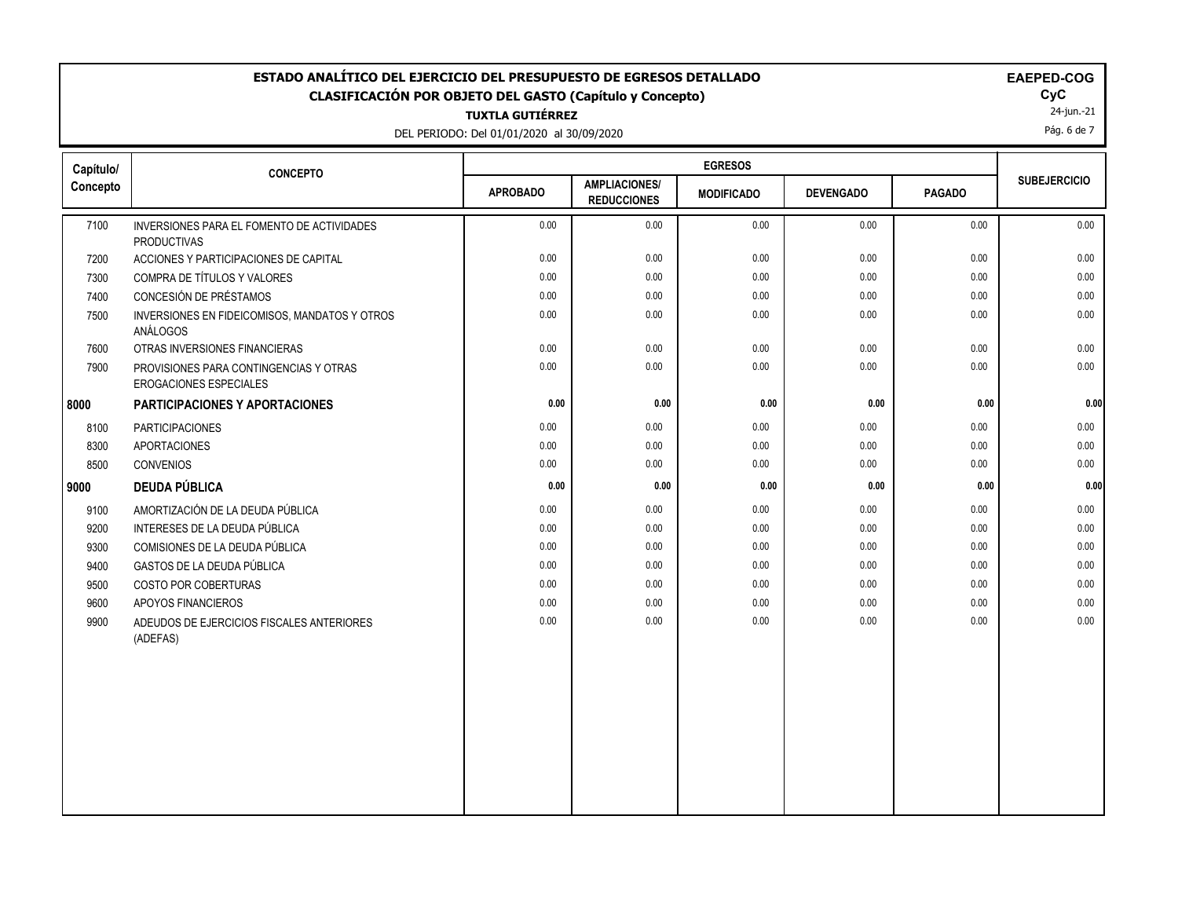# ESTADO ANALÍTICO DEL EJERCICIO DEL PRESUPUESTO DE EGRESOS DETALLADO

## CLASIFICACIÓN POR OBJETO DEL GASTO (Capítulo y Concepto)

**TUXTLA GUTIÉRREZ**

DEL PERIODO: Del 01/01/2020 al 30/09/2020

**EAEPED-COG**
**CyC**
24-jun.-21

| Capítulo/ Concepto | CONCEPTO | EGRESOS | | | | | SUBEJERCICIO |
|---|---|---|---|---|---|---|---|
| | | APROBADO | AMPLIACIONES/ REDUCCIONES | MODIFICADO | DEVENGADO | PAGADO | |
| 7100 | INVERSIONES PARA EL FOMENTO DE ACTIVIDADES PRODUCTIVAS | 0.00 | 0.00 | 0.00 | 0.00 | 0.00 | 0.00 |
| 7200 | ACCIONES Y PARTICIPACIONES DE CAPITAL | 0.00 | 0.00 | 0.00 | 0.00 | 0.00 | 0.00 |
| 7300 | COMPRA DE TÍTULOS Y VALORES | 0.00 | 0.00 | 0.00 | 0.00 | 0.00 | 0.00 |
| 7400 | CONCESIÓN DE PRÉSTAMOS | 0.00 | 0.00 | 0.00 | 0.00 | 0.00 | 0.00 |
| 7500 | INVERSIONES EN FIDEICOMISOS, MANDATOS Y OTROS ANÁLOGOS | 0.00 | 0.00 | 0.00 | 0.00 | 0.00 | 0.00 |
| 7600 | OTRAS INVERSIONES FINANCIERAS | 0.00 | 0.00 | 0.00 | 0.00 | 0.00 | 0.00 |
| 7900 | PROVISIONES PARA CONTINGENCIAS Y OTRAS EROGACIONES ESPECIALES | 0.00 | 0.00 | 0.00 | 0.00 | 0.00 | 0.00 |
| **8000** | **PARTICIPACIONES Y APORTACIONES** | **0.00** | **0.00** | **0.00** | **0.00** | **0.00** | **0.00** |
| 8100 | PARTICIPACIONES | 0.00 | 0.00 | 0.00 | 0.00 | 0.00 | 0.00 |
| 8300 | APORTACIONES | 0.00 | 0.00 | 0.00 | 0.00 | 0.00 | 0.00 |
| 8500 | CONVENIOS | 0.00 | 0.00 | 0.00 | 0.00 | 0.00 | 0.00 |
| **9000** | **DEUDA PÚBLICA** | **0.00** | **0.00** | **0.00** | **0.00** | **0.00** | **0.00** |
| 9100 | AMORTIZACIÓN DE LA DEUDA PÚBLICA | 0.00 | 0.00 | 0.00 | 0.00 | 0.00 | 0.00 |
| 9200 | INTERESES DE LA DEUDA PÚBLICA | 0.00 | 0.00 | 0.00 | 0.00 | 0.00 | 0.00 |
| 9300 | COMISIONES DE LA DEUDA PÚBLICA | 0.00 | 0.00 | 0.00 | 0.00 | 0.00 | 0.00 |
| 9400 | GASTOS DE LA DEUDA PÚBLICA | 0.00 | 0.00 | 0.00 | 0.00 | 0.00 | 0.00 |
| 9500 | COSTO POR COBERTURAS | 0.00 | 0.00 | 0.00 | 0.00 | 0.00 | 0.00 |
| 9600 | APOYOS FINANCIEROS | 0.00 | 0.00 | 0.00 | 0.00 | 0.00 | 0.00 |
| 9900 | ADEUDOS DE EJERCICIOS FISCALES ANTERIORES (ADEFAS) | 0.00 | 0.00 | 0.00 | 0.00 | 0.00 | 0.00 |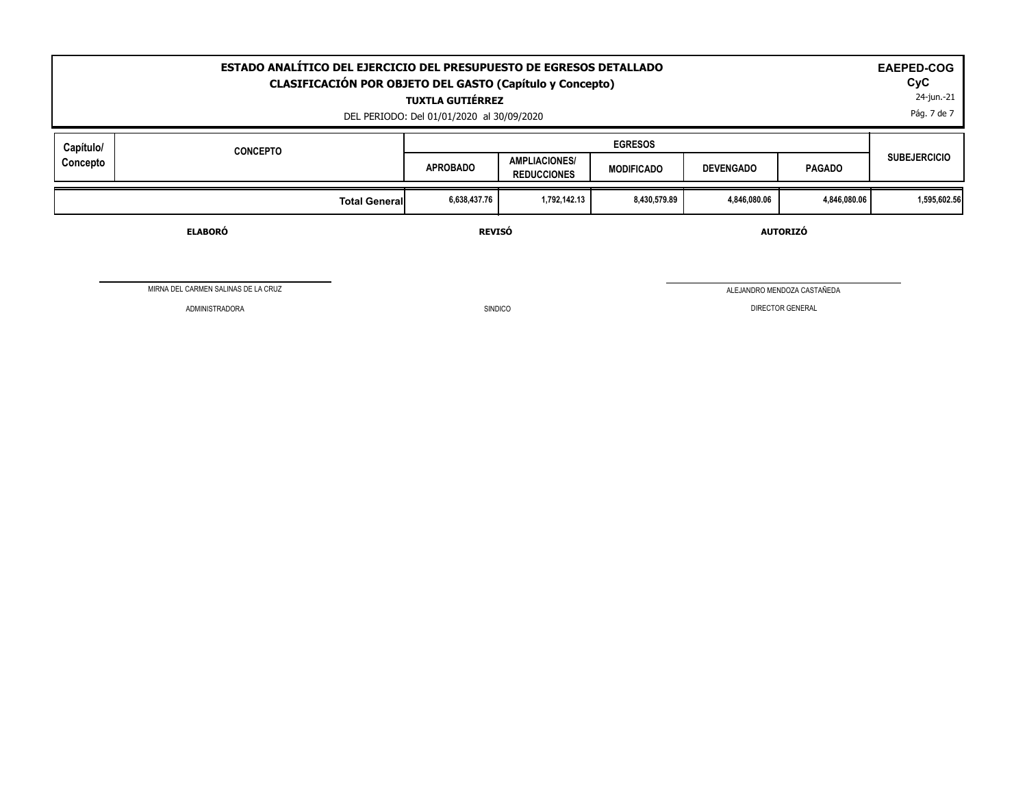# ESTADO ANALÍTICO DEL EJERCICIO DEL PRESUPUESTO DE EGRESOS DETALLADO

## CLASIFICACIÓN POR OBJETO DEL GASTO (Capítulo y Concepto)

**TUXTLA GUTIÉRREZ**

DEL PERIODO: Del 01/01/2020 al 30/09/2020

**EAEPED-COG**
**CyC**
24-jun.-21

| Capítulo/ Concepto | CONCEPTO | EGRESOS | | | | | SUBEJERCICIO |
|---|---|---|---|---|---|---|---|
| | | APROBADO | AMPLIACIONES/ REDUCCIONES | MODIFICADO | DEVENGADO | PAGADO | |
| | **Total General** | 6,638,437.76 | 1,792,142.13 | 8,430,579.89 | 4,846,080.06 | 4,846,080.06 | 1,595,602.56 |

**ELABORÓ**

MIRNA DEL CARMEN SALINAS DE LA CRUZ

ADMINISTRADORA

**REVISÓ**

SINDICO

**AUTORIZÓ**

ALEJANDRO MENDOZA CASTAÑEDA

DIRECTOR GENERAL